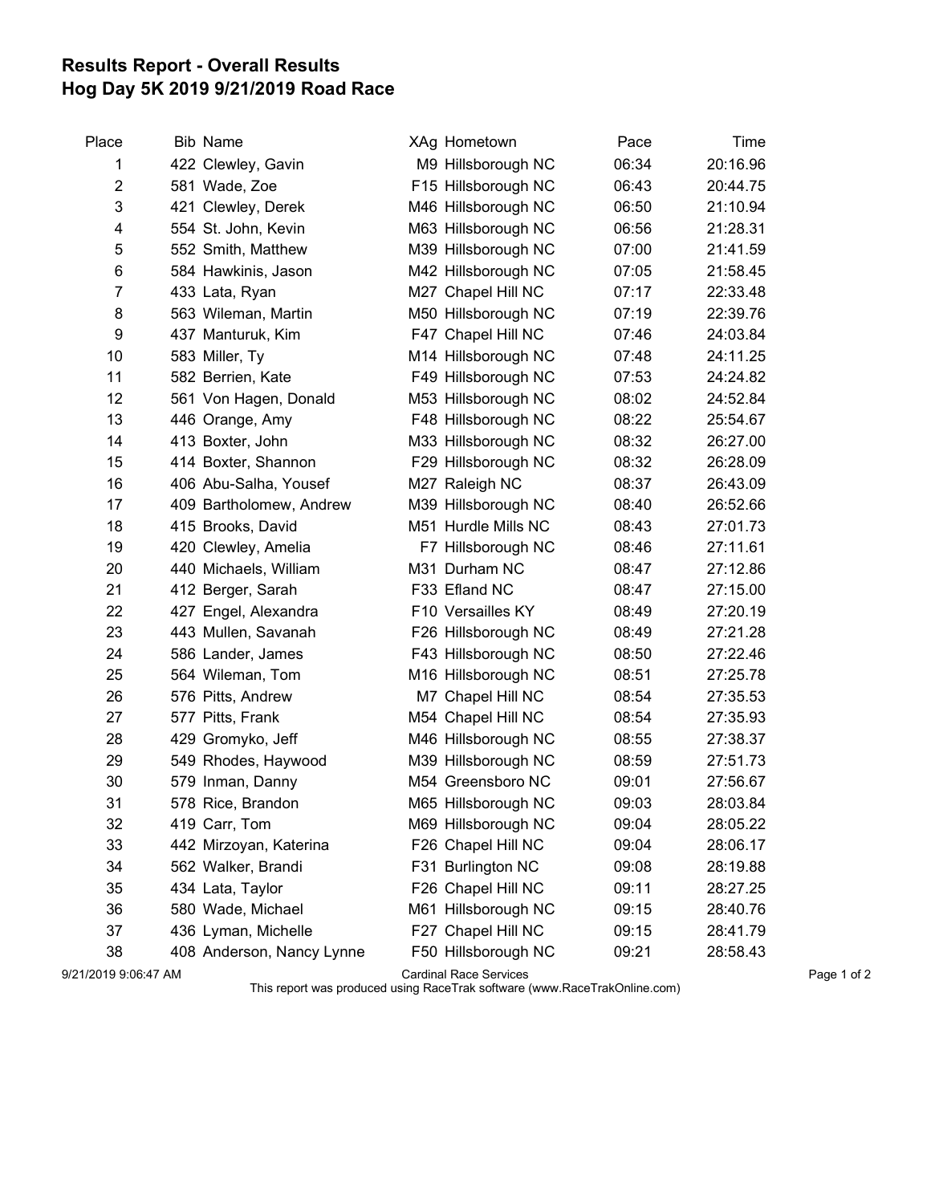## Results Report - Overall Results
## Hog Day 5K 2019 9/21/2019 Road Race

| Place | Bib | Name | XAg | Hometown | Pace | Time |
|---|---|---|---|---|---|---|
| 1 | 422 | Clewley, Gavin | M9 | Hillsborough NC | 06:34 | 20:16.96 |
| 2 | 581 | Wade, Zoe | F15 | Hillsborough NC | 06:43 | 20:44.75 |
| 3 | 421 | Clewley, Derek | M46 | Hillsborough NC | 06:50 | 21:10.94 |
| 4 | 554 | St. John, Kevin | M63 | Hillsborough NC | 06:56 | 21:28.31 |
| 5 | 552 | Smith, Matthew | M39 | Hillsborough NC | 07:00 | 21:41.59 |
| 6 | 584 | Hawkinis, Jason | M42 | Hillsborough NC | 07:05 | 21:58.45 |
| 7 | 433 | Lata, Ryan | M27 | Chapel Hill NC | 07:17 | 22:33.48 |
| 8 | 563 | Wileman, Martin | M50 | Hillsborough NC | 07:19 | 22:39.76 |
| 9 | 437 | Manturuk, Kim | F47 | Chapel Hill NC | 07:46 | 24:03.84 |
| 10 | 583 | Miller, Ty | M14 | Hillsborough NC | 07:48 | 24:11.25 |
| 11 | 582 | Berrien, Kate | F49 | Hillsborough NC | 07:53 | 24:24.82 |
| 12 | 561 | Von Hagen, Donald | M53 | Hillsborough NC | 08:02 | 24:52.84 |
| 13 | 446 | Orange, Amy | F48 | Hillsborough NC | 08:22 | 25:54.67 |
| 14 | 413 | Boxter, John | M33 | Hillsborough NC | 08:32 | 26:27.00 |
| 15 | 414 | Boxter, Shannon | F29 | Hillsborough NC | 08:32 | 26:28.09 |
| 16 | 406 | Abu-Salha, Yousef | M27 | Raleigh NC | 08:37 | 26:43.09 |
| 17 | 409 | Bartholomew, Andrew | M39 | Hillsborough NC | 08:40 | 26:52.66 |
| 18 | 415 | Brooks, David | M51 | Hurdle Mills NC | 08:43 | 27:01.73 |
| 19 | 420 | Clewley, Amelia | F7 | Hillsborough NC | 08:46 | 27:11.61 |
| 20 | 440 | Michaels, William | M31 | Durham NC | 08:47 | 27:12.86 |
| 21 | 412 | Berger, Sarah | F33 | Efland NC | 08:47 | 27:15.00 |
| 22 | 427 | Engel, Alexandra | F10 | Versailles KY | 08:49 | 27:20.19 |
| 23 | 443 | Mullen, Savanah | F26 | Hillsborough NC | 08:49 | 27:21.28 |
| 24 | 586 | Lander, James | F43 | Hillsborough NC | 08:50 | 27:22.46 |
| 25 | 564 | Wileman, Tom | M16 | Hillsborough NC | 08:51 | 27:25.78 |
| 26 | 576 | Pitts, Andrew | M7 | Chapel Hill NC | 08:54 | 27:35.53 |
| 27 | 577 | Pitts, Frank | M54 | Chapel Hill NC | 08:54 | 27:35.93 |
| 28 | 429 | Gromyko, Jeff | M46 | Hillsborough NC | 08:55 | 27:38.37 |
| 29 | 549 | Rhodes, Haywood | M39 | Hillsborough NC | 08:59 | 27:51.73 |
| 30 | 579 | Inman, Danny | M54 | Greensboro NC | 09:01 | 27:56.67 |
| 31 | 578 | Rice, Brandon | M65 | Hillsborough NC | 09:03 | 28:03.84 |
| 32 | 419 | Carr, Tom | M69 | Hillsborough NC | 09:04 | 28:05.22 |
| 33 | 442 | Mirzoyan, Katerina | F26 | Chapel Hill NC | 09:04 | 28:06.17 |
| 34 | 562 | Walker, Brandi | F31 | Burlington NC | 09:08 | 28:19.88 |
| 35 | 434 | Lata, Taylor | F26 | Chapel Hill NC | 09:11 | 28:27.25 |
| 36 | 580 | Wade, Michael | M61 | Hillsborough NC | 09:15 | 28:40.76 |
| 37 | 436 | Lyman, Michelle | F27 | Chapel Hill NC | 09:15 | 28:41.79 |
| 38 | 408 | Anderson, Nancy Lynne | F50 | Hillsborough NC | 09:21 | 28:58.43 |

9/21/2019 9:06:47 AM — Cardinal Race Services

This report was produced using RaceTrak software (www.RaceTrakOnline.com)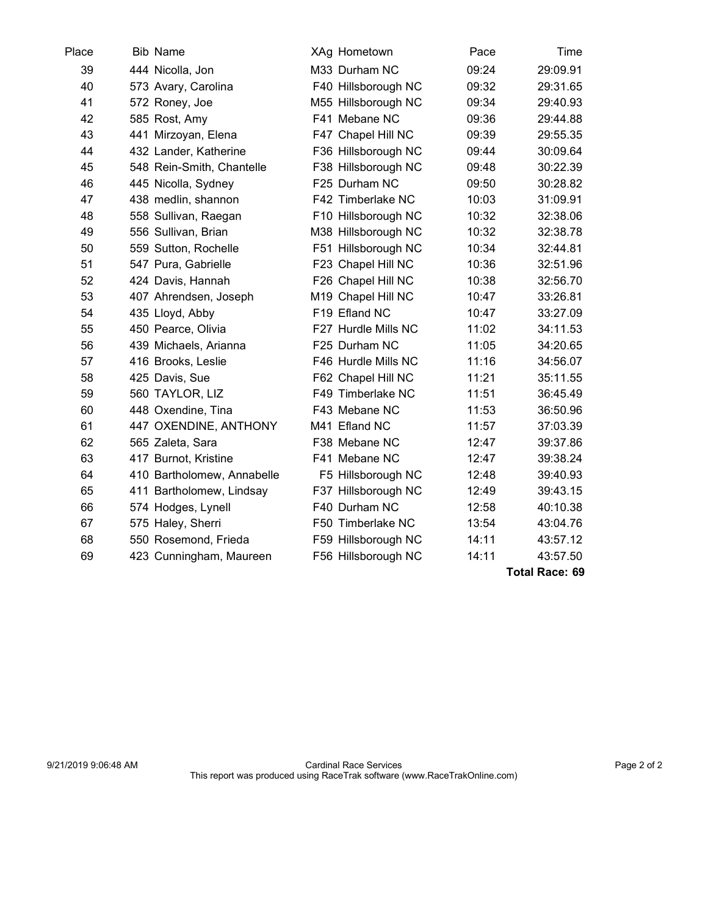| Place | Bib | Name | XAg | Hometown | Pace | Time |
|---|---|---|---|---|---|---|
| 39 | 444 | Nicolla, Jon | M33 | Durham NC | 09:24 | 29:09.91 |
| 40 | 573 | Avary, Carolina | F40 | Hillsborough NC | 09:32 | 29:31.65 |
| 41 | 572 | Roney, Joe | M55 | Hillsborough NC | 09:34 | 29:40.93 |
| 42 | 585 | Rost, Amy | F41 | Mebane NC | 09:36 | 29:44.88 |
| 43 | 441 | Mirzoyan, Elena | F47 | Chapel Hill NC | 09:39 | 29:55.35 |
| 44 | 432 | Lander, Katherine | F36 | Hillsborough NC | 09:44 | 30:09.64 |
| 45 | 548 | Rein-Smith, Chantelle | F38 | Hillsborough NC | 09:48 | 30:22.39 |
| 46 | 445 | Nicolla, Sydney | F25 | Durham NC | 09:50 | 30:28.82 |
| 47 | 438 | medlin, shannon | F42 | Timberlake NC | 10:03 | 31:09.91 |
| 48 | 558 | Sullivan, Raegan | F10 | Hillsborough NC | 10:32 | 32:38.06 |
| 49 | 556 | Sullivan, Brian | M38 | Hillsborough NC | 10:32 | 32:38.78 |
| 50 | 559 | Sutton, Rochelle | F51 | Hillsborough NC | 10:34 | 32:44.81 |
| 51 | 547 | Pura, Gabrielle | F23 | Chapel Hill NC | 10:36 | 32:51.96 |
| 52 | 424 | Davis, Hannah | F26 | Chapel Hill NC | 10:38 | 32:56.70 |
| 53 | 407 | Ahrendsen, Joseph | M19 | Chapel Hill NC | 10:47 | 33:26.81 |
| 54 | 435 | Lloyd, Abby | F19 | Efland NC | 10:47 | 33:27.09 |
| 55 | 450 | Pearce, Olivia | F27 | Hurdle Mills NC | 11:02 | 34:11.53 |
| 56 | 439 | Michaels, Arianna | F25 | Durham NC | 11:05 | 34:20.65 |
| 57 | 416 | Brooks, Leslie | F46 | Hurdle Mills NC | 11:16 | 34:56.07 |
| 58 | 425 | Davis, Sue | F62 | Chapel Hill NC | 11:21 | 35:11.55 |
| 59 | 560 | TAYLOR, LIZ | F49 | Timberlake NC | 11:51 | 36:45.49 |
| 60 | 448 | Oxendine, Tina | F43 | Mebane NC | 11:53 | 36:50.96 |
| 61 | 447 | OXENDINE, ANTHONY | M41 | Efland NC | 11:57 | 37:03.39 |
| 62 | 565 | Zaleta, Sara | F38 | Mebane NC | 12:47 | 39:37.86 |
| 63 | 417 | Burnot, Kristine | F41 | Mebane NC | 12:47 | 39:38.24 |
| 64 | 410 | Bartholomew, Annabelle | F5 | Hillsborough NC | 12:48 | 39:40.93 |
| 65 | 411 | Bartholomew, Lindsay | F37 | Hillsborough NC | 12:49 | 39:43.15 |
| 66 | 574 | Hodges, Lynell | F40 | Durham NC | 12:58 | 40:10.38 |
| 67 | 575 | Haley, Sherri | F50 | Timberlake NC | 13:54 | 43:04.76 |
| 68 | 550 | Rosemond, Frieda | F59 | Hillsborough NC | 14:11 | 43:57.12 |
| 69 | 423 | Cunningham, Maureen | F56 | Hillsborough NC | 14:11 | 43:57.50 |

**Total Race: 69**

9/21/2019 9:06:48 AM

Cardinal Race Services
This report was produced using RaceTrak software (www.RaceTrakOnline.com)